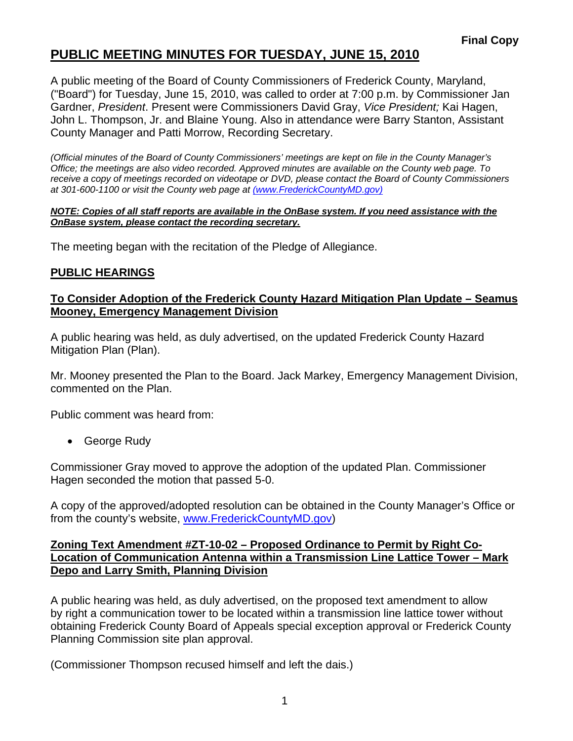**Final Copy**

# PUBLIC MEETING MINUTES FOR TUESDAY, JUNE 15, 2010

A public meeting of the Board of County Commissioners of Frederick County, Maryland, ("Board") for Tuesday, June 15, 2010, was called to order at 7:00 p.m. by Commissioner Jan Gardner, *President*. Present were Commissioners David Gray, *Vice President;* Kai Hagen, John L. Thompson, Jr. and Blaine Young. Also in attendance were Barry Stanton, Assistant County Manager and Patti Morrow, Recording Secretary.

*(Official minutes of the Board of County Commissioners' meetings are kept on file in the County Manager's Office; the meetings are also video recorded. Approved minutes are available on the County web page. To receive a copy of meetings recorded on videotape or DVD, please contact the Board of County Commissioners at 301-600-1100 or visit the County web page at (www.FrederickCountyMD.gov))*

***NOTE: Copies of all staff reports are available in the OnBase system. If you need assistance with the OnBase system, please contact the recording secretary.***

The meeting began with the recitation of the Pledge of Allegiance.

## PUBLIC HEARINGS

### To Consider Adoption of the Frederick County Hazard Mitigation Plan Update – Seamus Mooney, Emergency Management Division

A public hearing was held, as duly advertised, on the updated Frederick County Hazard Mitigation Plan (Plan).

Mr. Mooney presented the Plan to the Board. Jack Markey, Emergency Management Division, commented on the Plan.

Public comment was heard from:

- George Rudy

Commissioner Gray moved to approve the adoption of the updated Plan. Commissioner Hagen seconded the motion that passed 5-0.

A copy of the approved/adopted resolution can be obtained in the County Manager's Office or from the county's website, www.FrederickCountyMD.gov)

### Zoning Text Amendment #ZT-10-02 – Proposed Ordinance to Permit by Right Co-Location of Communication Antenna within a Transmission Line Lattice Tower – Mark Depo and Larry Smith, Planning Division

A public hearing was held, as duly advertised, on the proposed text amendment to allow by right a communication tower to be located within a transmission line lattice tower without obtaining Frederick County Board of Appeals special exception approval or Frederick County Planning Commission site plan approval.

(Commissioner Thompson recused himself and left the dais.)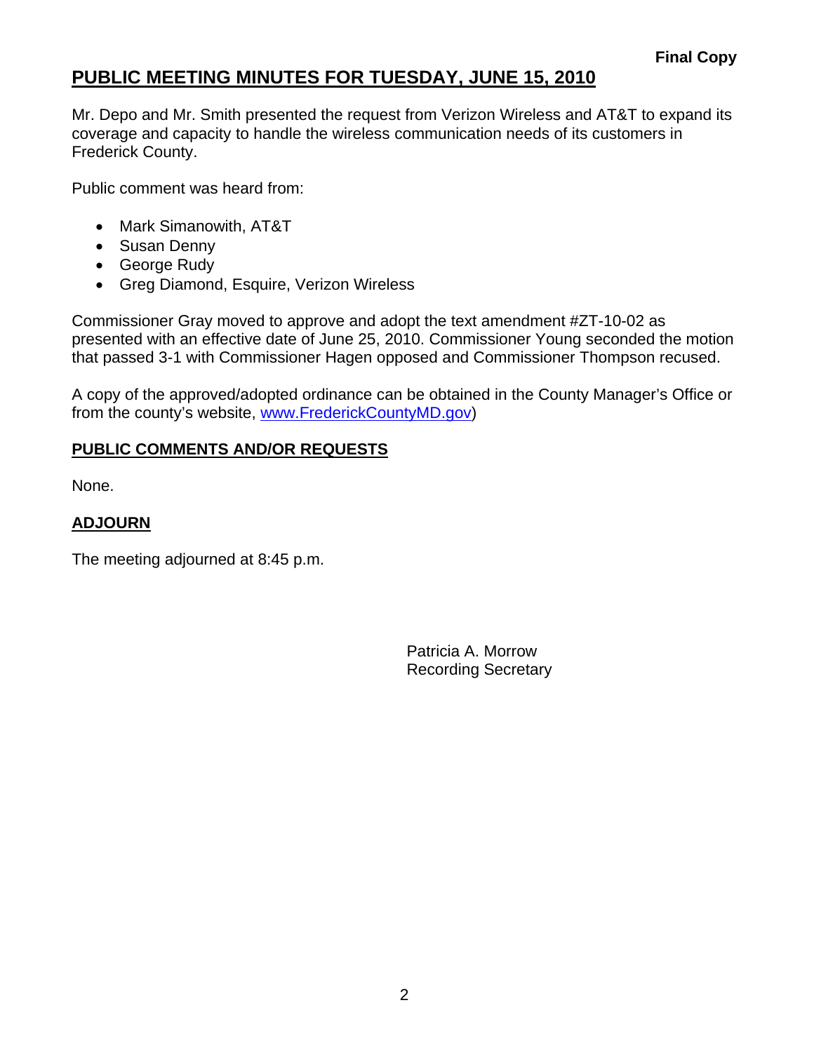Final Copy

# PUBLIC MEETING MINUTES FOR TUESDAY, JUNE 15, 2010

Mr. Depo and Mr. Smith presented the request from Verizon Wireless and AT&T to expand its coverage and capacity to handle the wireless communication needs of its customers in Frederick County.

Public comment was heard from:

- Mark Simanowith, AT&T
- Susan Denny
- George Rudy
- Greg Diamond, Esquire, Verizon Wireless

Commissioner Gray moved to approve and adopt the text amendment #ZT-10-02 as presented with an effective date of June 25, 2010. Commissioner Young seconded the motion that passed 3-1 with Commissioner Hagen opposed and Commissioner Thompson recused.

A copy of the approved/adopted ordinance can be obtained in the County Manager's Office or from the county's website, www.FrederickCountyMD.gov)

## PUBLIC COMMENTS AND/OR REQUESTS

None.

## ADJOURN

The meeting adjourned at 8:45 p.m.

Patricia A. Morrow
Recording Secretary